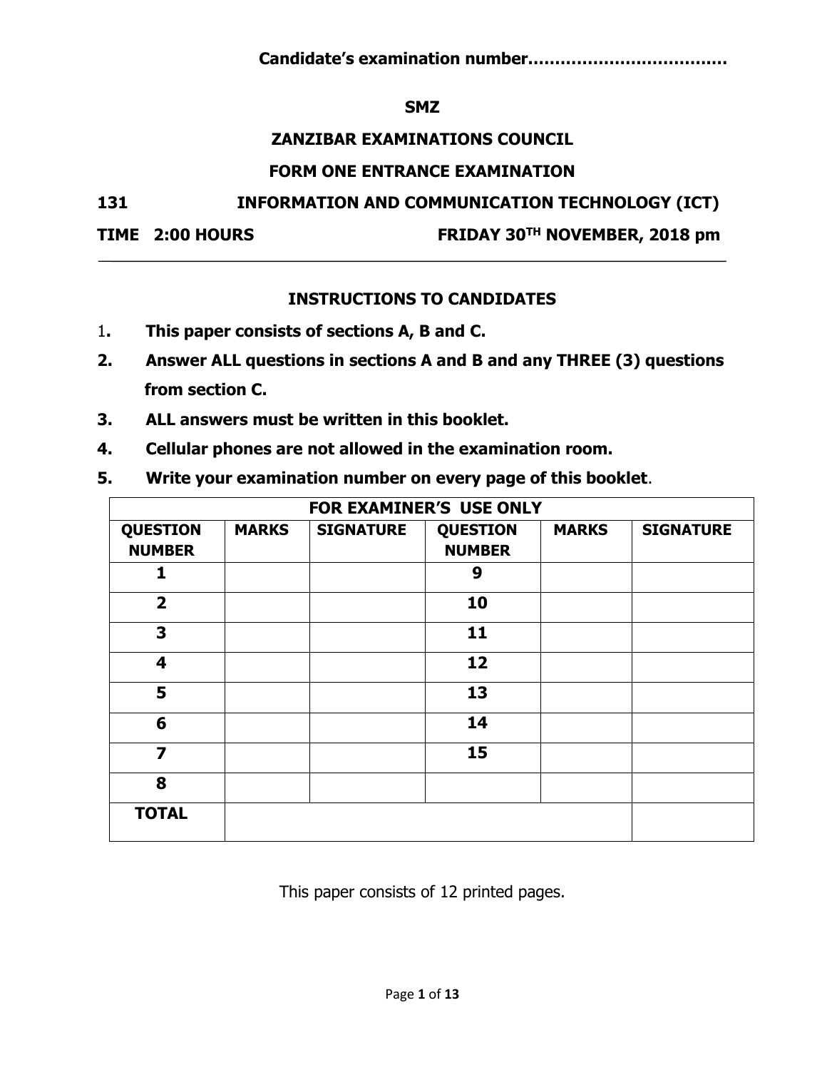**Candidate's examination number……………………………..**

**SMZ**

**ZANZIBAR EXAMINATIONS COUNCIL**

**FORM ONE ENTRANCE EXAMINATION**

**131 INFORMATION AND COMMUNICATION TECHNOLOGY (ICT)**

**TIME 2:00 HOURS FRIDAY 30TH NOVEMBER, 2018 pm**

---

## INSTRUCTIONS TO CANDIDATES

1. **This paper consists of sections A, B and C.**
2. **Answer ALL questions in sections A and B and any THREE (3) questions from section C.**
3. **ALL answers must be written in this booklet.**
4. **Cellular phones are not allowed in the examination room.**
5. **Write your examination number on every page of this booklet.**

| FOR EXAMINER'S USE ONLY | | | | | |
|---|---|---|---|---|---|
| **QUESTION NUMBER** | **MARKS** | **SIGNATURE** | **QUESTION NUMBER** | **MARKS** | **SIGNATURE** |
| **1** | | | **9** | | |
| **2** | | | **10** | | |
| **3** | | | **11** | | |
| **4** | | | **12** | | |
| **5** | | | **13** | | |
| **6** | | | **14** | | |
| **7** | | | **15** | | |
| **8** | | | | | |
| **TOTAL** | | | | | |

This paper consists of 12 printed pages.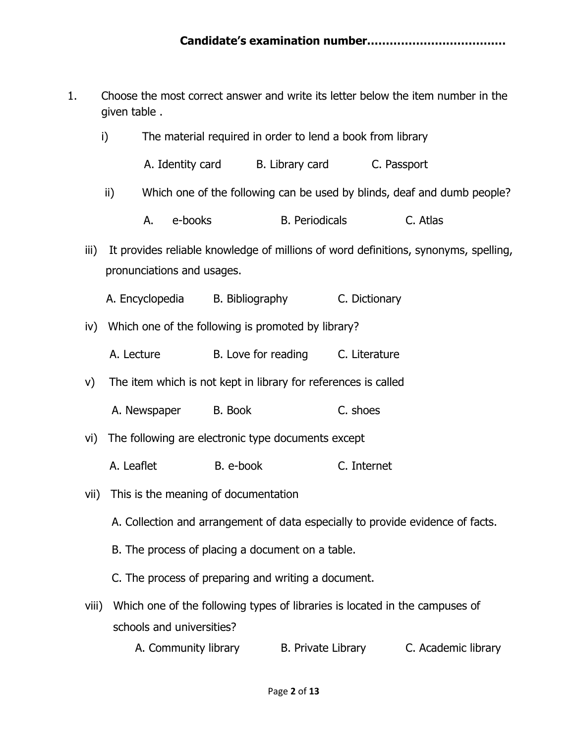**Candidate's examination number………………………………**

1. Choose the most correct answer and write its letter below the item number in the given table .

   i) The material required in order to lend a book from library

      A. Identity card B. Library card C. Passport

   ii) Which one of the following can be used by blinds, deaf and dumb people?

      A. e-books B. Periodicals C. Atlas

   iii) It provides reliable knowledge of millions of word definitions, synonyms, spelling, pronunciations and usages.

      A. Encyclopedia B. Bibliography C. Dictionary

   iv) Which one of the following is promoted by library?

      A. Lecture B. Love for reading C. Literature

   v) The item which is not kept in library for references is called

      A. Newspaper B. Book C. shoes

   vi) The following are electronic type documents except

      A. Leaflet B. e-book C. Internet

   vii) This is the meaning of documentation

      A. Collection and arrangement of data especially to provide evidence of facts.

      B. The process of placing a document on a table.

      C. The process of preparing and writing a document.

   viii) Which one of the following types of libraries is located in the campuses of schools and universities?

      A. Community library B. Private Library C. Academic library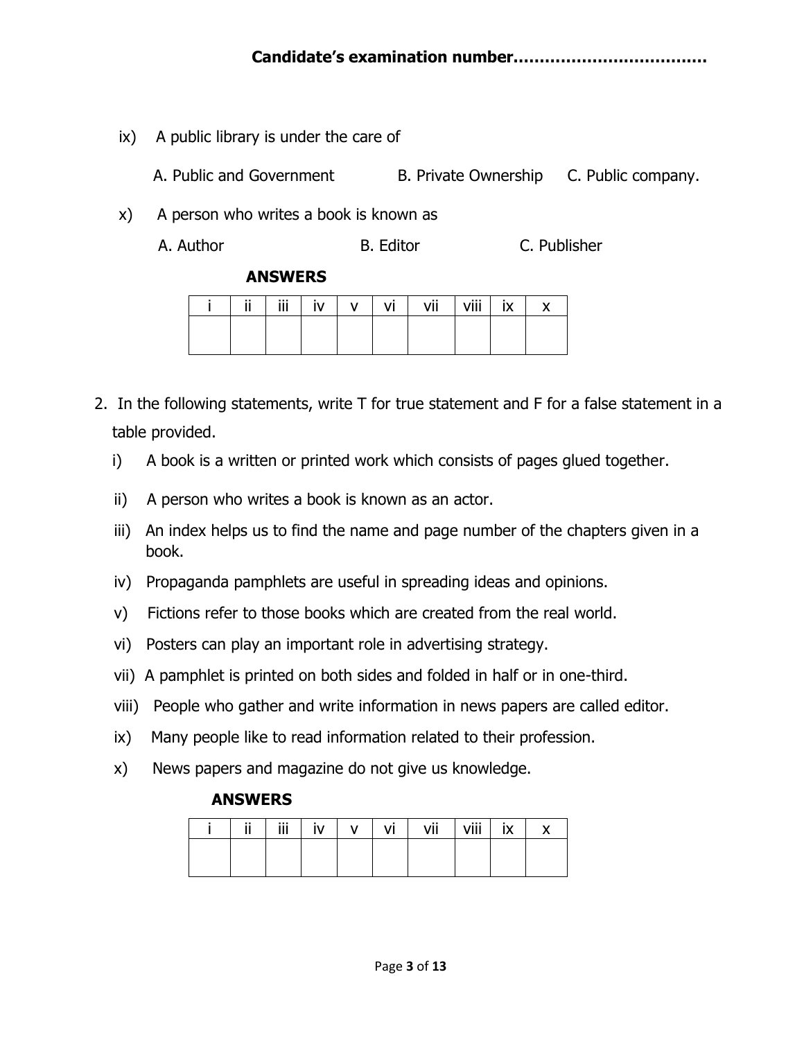**Candidate's examination number………………………………**

ix) A public library is under the care of

A. Public and Government B. Private Ownership C. Public company.

x) A person who writes a book is known as

A. Author B. Editor C. Publisher

**ANSWERS**

| i | ii | iii | iv | v | vi | vii | viii | ix | x |
|---|---|---|---|---|---|---|---|---|---|
| | | | | | | | | | |

2. In the following statements, write T for true statement and F for a false statement in a table provided.

i) A book is a written or printed work which consists of pages glued together.

ii) A person who writes a book is known as an actor.

iii) An index helps us to find the name and page number of the chapters given in a book.

iv) Propaganda pamphlets are useful in spreading ideas and opinions.

v) Fictions refer to those books which are created from the real world.

vi) Posters can play an important role in advertising strategy.

vii) A pamphlet is printed on both sides and folded in half or in one-third.

viii) People who gather and write information in news papers are called editor.

ix) Many people like to read information related to their profession.

x) News papers and magazine do not give us knowledge.

**ANSWERS**

| i | ii | iii | iv | v | vi | vii | viii | ix | x |
|---|---|---|---|---|---|---|---|---|---|
| | | | | | | | | | |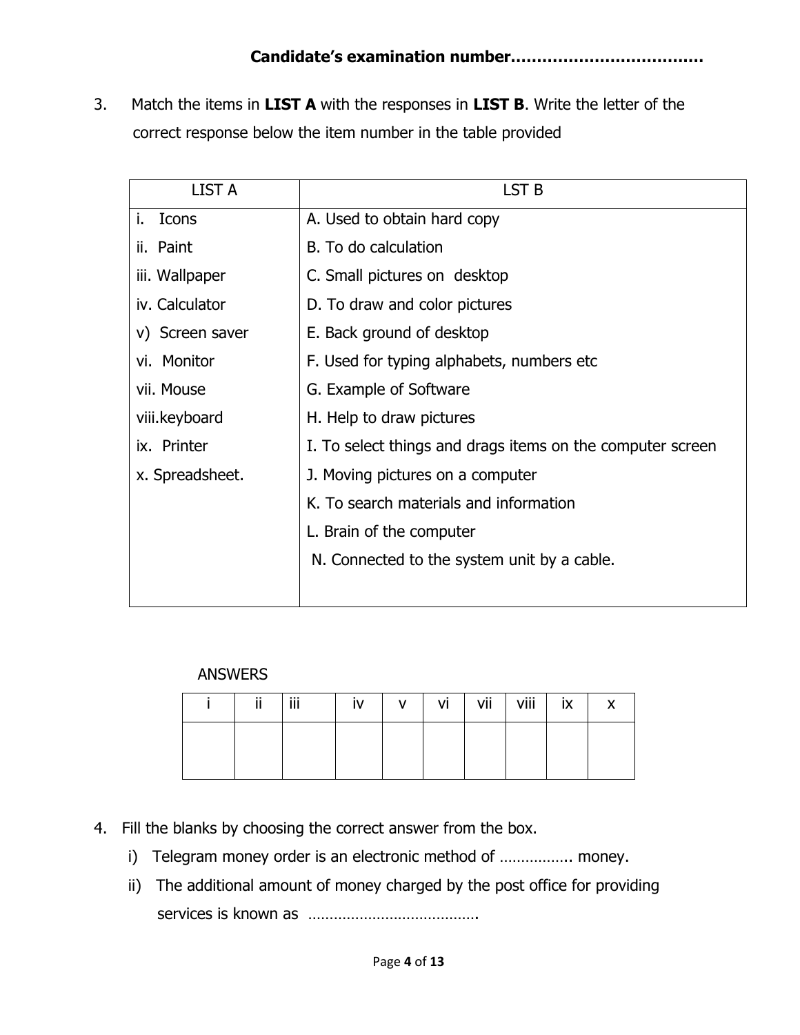**Candidate's examination number……………………………..**

3. Match the items in **LIST A** with the responses in **LIST B**. Write the letter of the correct response below the item number in the table provided

| LIST A | LST B |
|---|---|
| i. Icons | A. Used to obtain hard copy |
| ii. Paint | B. To do calculation |
| iii. Wallpaper | C. Small pictures on desktop |
| iv. Calculator | D. To draw and color pictures |
| v) Screen saver | E. Back ground of desktop |
| vi. Monitor | F. Used for typing alphabets, numbers etc |
| vii. Mouse | G. Example of Software |
| viii.keyboard | H. Help to draw pictures |
| ix. Printer | I. To select things and drags items on the computer screen |
| x. Spreadsheet. | J. Moving pictures on a computer |
| | K. To search materials and information |
| | L. Brain of the computer |
| | N. Connected to the system unit by a cable. |

ANSWERS

| i | ii | iii | iv | v | vi | vii | viii | ix | x |
|---|---|---|---|---|---|---|---|---|---|
| | | | | | | | | | |

4. Fill the blanks by choosing the correct answer from the box.
   i) Telegram money order is an electronic method of …………….. money.
   ii) The additional amount of money charged by the post office for providing services is known as ………………………………….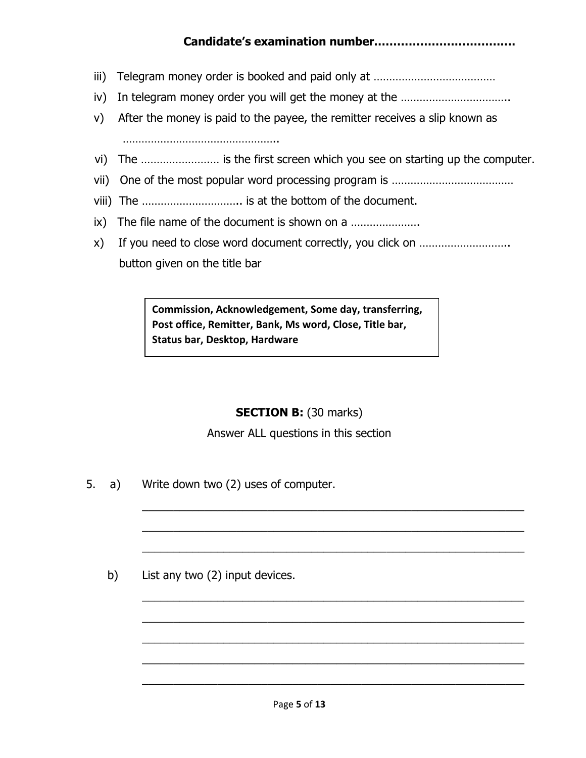**Candidate's examination number………………………………**

iii) Telegram money order is booked and paid only at …………………………………

iv) In telegram money order you will get the money at the ……………………………..

v) After the money is paid to the payee, the remitter receives a slip known as ……………………………………………..

vi) The …………………… is the first screen which you see on starting up the computer.

vii) One of the most popular word processing program is …………………………………

viii) The ………………………….. is at the bottom of the document.

ix) The file name of the document is shown on a ………………….

x) If you need to close word document correctly, you click on ……………………….. button given on the title bar

| **Commission, Acknowledgement, Some day, transferring, Post office, Remitter, Bank, Ms word, Close, Title bar, Status bar, Desktop, Hardware** |
|---|

## SECTION B: (30 marks)

Answer ALL questions in this section

5. a) Write down two (2) uses of computer.

___________________________________________________________

___________________________________________________________

___________________________________________________________

b) List any two (2) input devices.

___________________________________________________________

___________________________________________________________

___________________________________________________________

___________________________________________________________

___________________________________________________________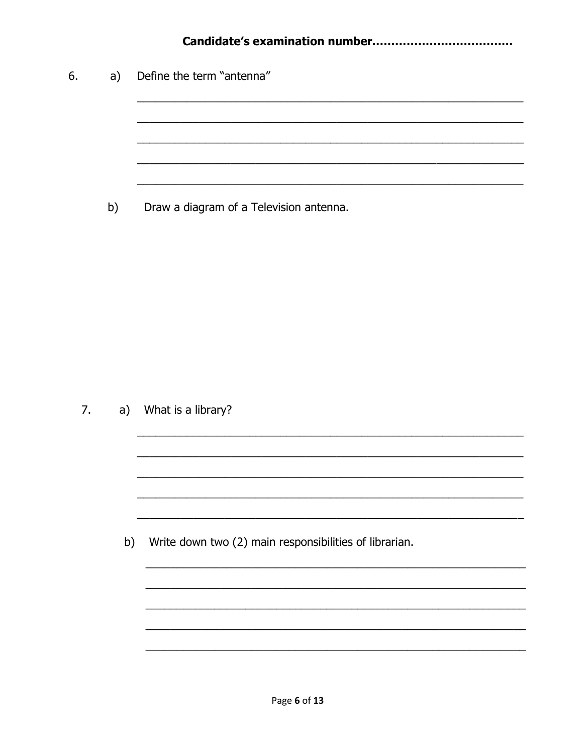**Candidate's examination number………………………………**

6. a) Define the term "antenna"

_______________________________________________________________

_______________________________________________________________

_______________________________________________________________

_______________________________________________________________

_______________________________________________________________

b) Draw a diagram of a Television antenna.

7. a) What is a library?

_______________________________________________________________

_______________________________________________________________

_______________________________________________________________

_______________________________________________________________

_______________________________________________________________

b) Write down two (2) main responsibilities of librarian.

_______________________________________________________________

_______________________________________________________________

_______________________________________________________________

_______________________________________________________________

_______________________________________________________________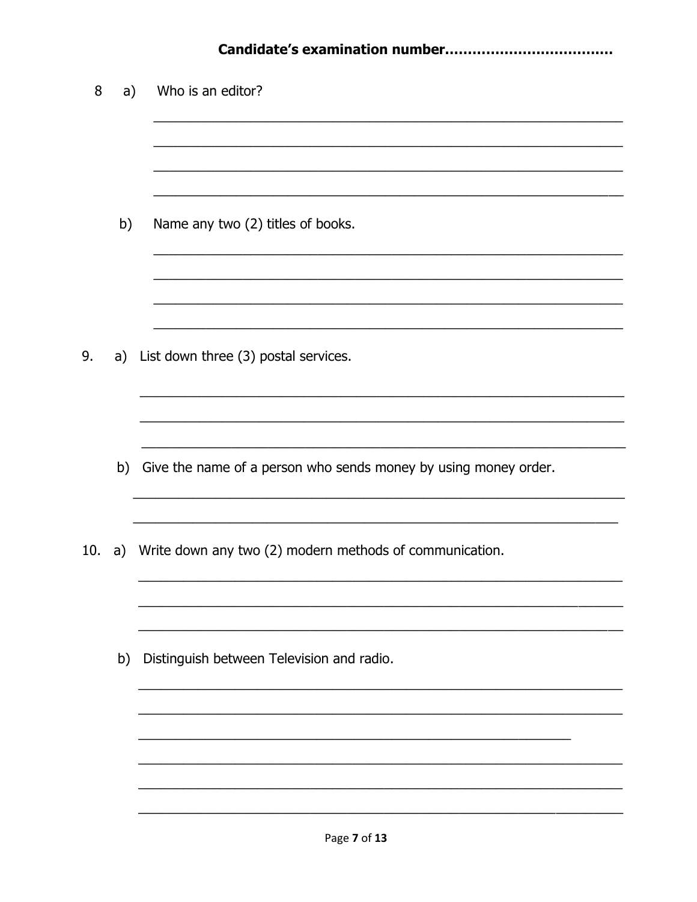**Candidate's examination number……………………………….**

8 a) Who is an editor?

\_\_\_\_\_\_\_\_\_\_\_\_\_\_\_\_\_\_\_\_\_\_\_\_\_\_\_\_\_\_\_\_\_\_\_\_\_\_\_\_\_\_\_\_\_\_\_\_\_\_\_\_\_\_\_\_

\_\_\_\_\_\_\_\_\_\_\_\_\_\_\_\_\_\_\_\_\_\_\_\_\_\_\_\_\_\_\_\_\_\_\_\_\_\_\_\_\_\_\_\_\_\_\_\_\_\_\_\_\_\_\_\_

\_\_\_\_\_\_\_\_\_\_\_\_\_\_\_\_\_\_\_\_\_\_\_\_\_\_\_\_\_\_\_\_\_\_\_\_\_\_\_\_\_\_\_\_\_\_\_\_\_\_\_\_\_\_\_\_

\_\_\_\_\_\_\_\_\_\_\_\_\_\_\_\_\_\_\_\_\_\_\_\_\_\_\_\_\_\_\_\_\_\_\_\_\_\_\_\_\_\_\_\_\_\_\_\_\_\_\_\_\_\_\_\_

b) Name any two (2) titles of books.

\_\_\_\_\_\_\_\_\_\_\_\_\_\_\_\_\_\_\_\_\_\_\_\_\_\_\_\_\_\_\_\_\_\_\_\_\_\_\_\_\_\_\_\_\_\_\_\_\_\_\_\_\_\_\_\_

\_\_\_\_\_\_\_\_\_\_\_\_\_\_\_\_\_\_\_\_\_\_\_\_\_\_\_\_\_\_\_\_\_\_\_\_\_\_\_\_\_\_\_\_\_\_\_\_\_\_\_\_\_\_\_\_

\_\_\_\_\_\_\_\_\_\_\_\_\_\_\_\_\_\_\_\_\_\_\_\_\_\_\_\_\_\_\_\_\_\_\_\_\_\_\_\_\_\_\_\_\_\_\_\_\_\_\_\_\_\_\_\_

\_\_\_\_\_\_\_\_\_\_\_\_\_\_\_\_\_\_\_\_\_\_\_\_\_\_\_\_\_\_\_\_\_\_\_\_\_\_\_\_\_\_\_\_\_\_\_\_\_\_\_\_\_\_\_\_

9. a) List down three (3) postal services.

\_\_\_\_\_\_\_\_\_\_\_\_\_\_\_\_\_\_\_\_\_\_\_\_\_\_\_\_\_\_\_\_\_\_\_\_\_\_\_\_\_\_\_\_\_\_\_\_\_\_\_\_\_\_\_\_

\_\_\_\_\_\_\_\_\_\_\_\_\_\_\_\_\_\_\_\_\_\_\_\_\_\_\_\_\_\_\_\_\_\_\_\_\_\_\_\_\_\_\_\_\_\_\_\_\_\_\_\_\_\_\_\_

\_\_\_\_\_\_\_\_\_\_\_\_\_\_\_\_\_\_\_\_\_\_\_\_\_\_\_\_\_\_\_\_\_\_\_\_\_\_\_\_\_\_\_\_\_\_\_\_\_\_\_\_\_\_\_\_

b) Give the name of a person who sends money by using money order.

\_\_\_\_\_\_\_\_\_\_\_\_\_\_\_\_\_\_\_\_\_\_\_\_\_\_\_\_\_\_\_\_\_\_\_\_\_\_\_\_\_\_\_\_\_\_\_\_\_\_\_\_\_\_\_\_

\_\_\_\_\_\_\_\_\_\_\_\_\_\_\_\_\_\_\_\_\_\_\_\_\_\_\_\_\_\_\_\_\_\_\_\_\_\_\_\_\_\_\_\_\_\_\_\_\_\_\_\_\_\_\_\_

10. a) Write down any two (2) modern methods of communication.

\_\_\_\_\_\_\_\_\_\_\_\_\_\_\_\_\_\_\_\_\_\_\_\_\_\_\_\_\_\_\_\_\_\_\_\_\_\_\_\_\_\_\_\_\_\_\_\_\_\_\_\_\_\_\_\_

\_\_\_\_\_\_\_\_\_\_\_\_\_\_\_\_\_\_\_\_\_\_\_\_\_\_\_\_\_\_\_\_\_\_\_\_\_\_\_\_\_\_\_\_\_\_\_\_\_\_\_\_\_\_\_\_

\_\_\_\_\_\_\_\_\_\_\_\_\_\_\_\_\_\_\_\_\_\_\_\_\_\_\_\_\_\_\_\_\_\_\_\_\_\_\_\_\_\_\_\_\_\_\_\_\_\_\_\_\_\_\_\_

b) Distinguish between Television and radio.

\_\_\_\_\_\_\_\_\_\_\_\_\_\_\_\_\_\_\_\_\_\_\_\_\_\_\_\_\_\_\_\_\_\_\_\_\_\_\_\_\_\_\_\_\_\_\_\_\_\_\_\_\_\_\_\_

\_\_\_\_\_\_\_\_\_\_\_\_\_\_\_\_\_\_\_\_\_\_\_\_\_\_\_\_\_\_\_\_\_\_\_\_\_\_\_\_\_\_\_\_\_\_\_\_\_\_\_\_\_\_\_\_

\_\_\_\_\_\_\_\_\_\_\_\_\_\_\_\_\_\_\_\_\_\_\_\_\_\_\_\_\_\_\_\_\_\_\_\_\_\_\_\_\_\_\_\_\_\_\_\_\_\_

\_\_\_\_\_\_\_\_\_\_\_\_\_\_\_\_\_\_\_\_\_\_\_\_\_\_\_\_\_\_\_\_\_\_\_\_\_\_\_\_\_\_\_\_\_\_\_\_\_\_\_\_\_\_\_\_

\_\_\_\_\_\_\_\_\_\_\_\_\_\_\_\_\_\_\_\_\_\_\_\_\_\_\_\_\_\_\_\_\_\_\_\_\_\_\_\_\_\_\_\_\_\_\_\_\_\_\_\_\_\_\_\_

\_\_\_\_\_\_\_\_\_\_\_\_\_\_\_\_\_\_\_\_\_\_\_\_\_\_\_\_\_\_\_\_\_\_\_\_\_\_\_\_\_\_\_\_\_\_\_\_\_\_\_\_\_\_\_\_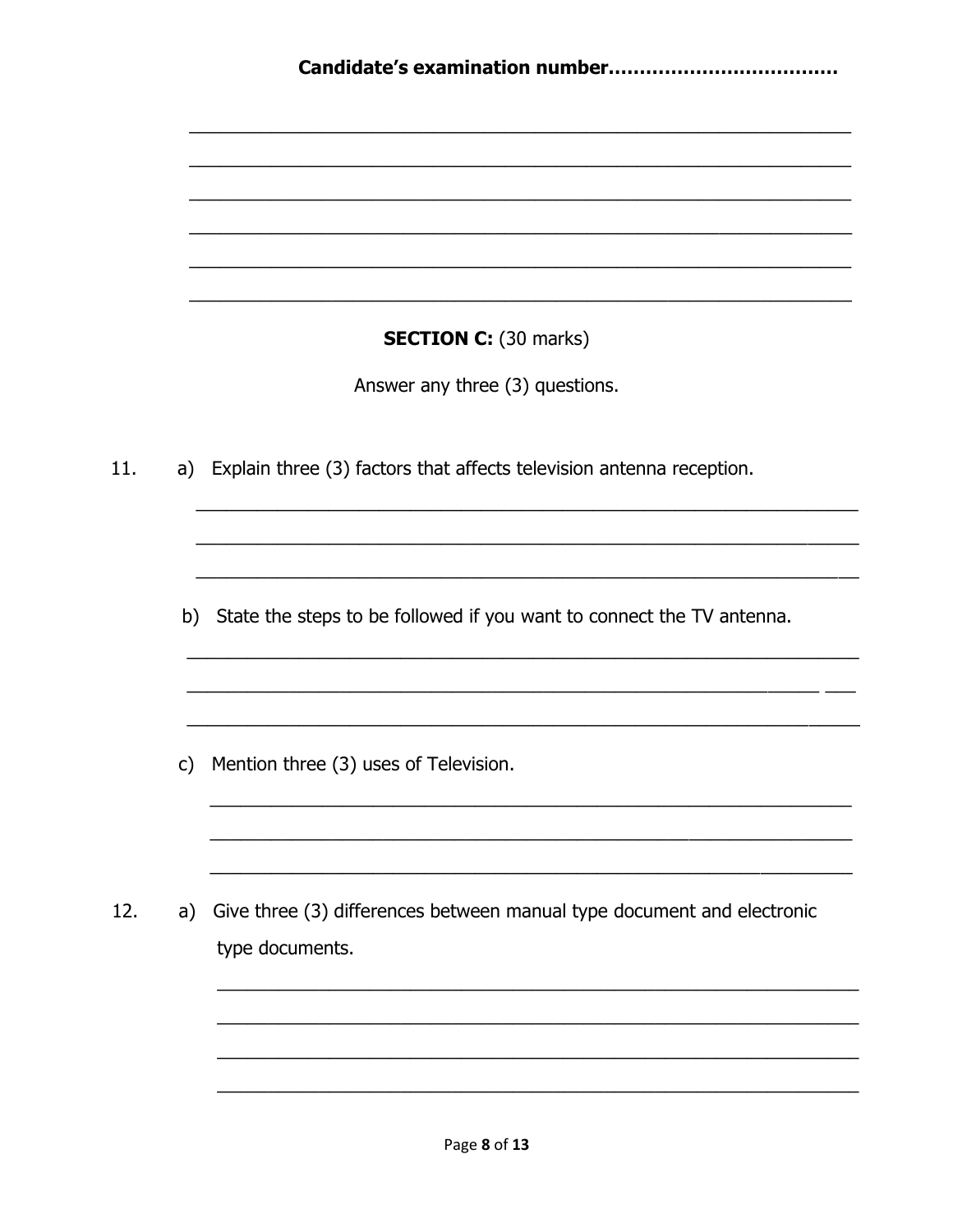**Candidate's examination number...................................**

## SECTION C: (30 marks)

Answer any three (3) questions.

11. a) Explain three (3) factors that affects television antenna reception.

    b) State the steps to be followed if you want to connect the TV antenna.

    c) Mention three (3) uses of Television.

12. a) Give three (3) differences between manual type document and electronic type documents.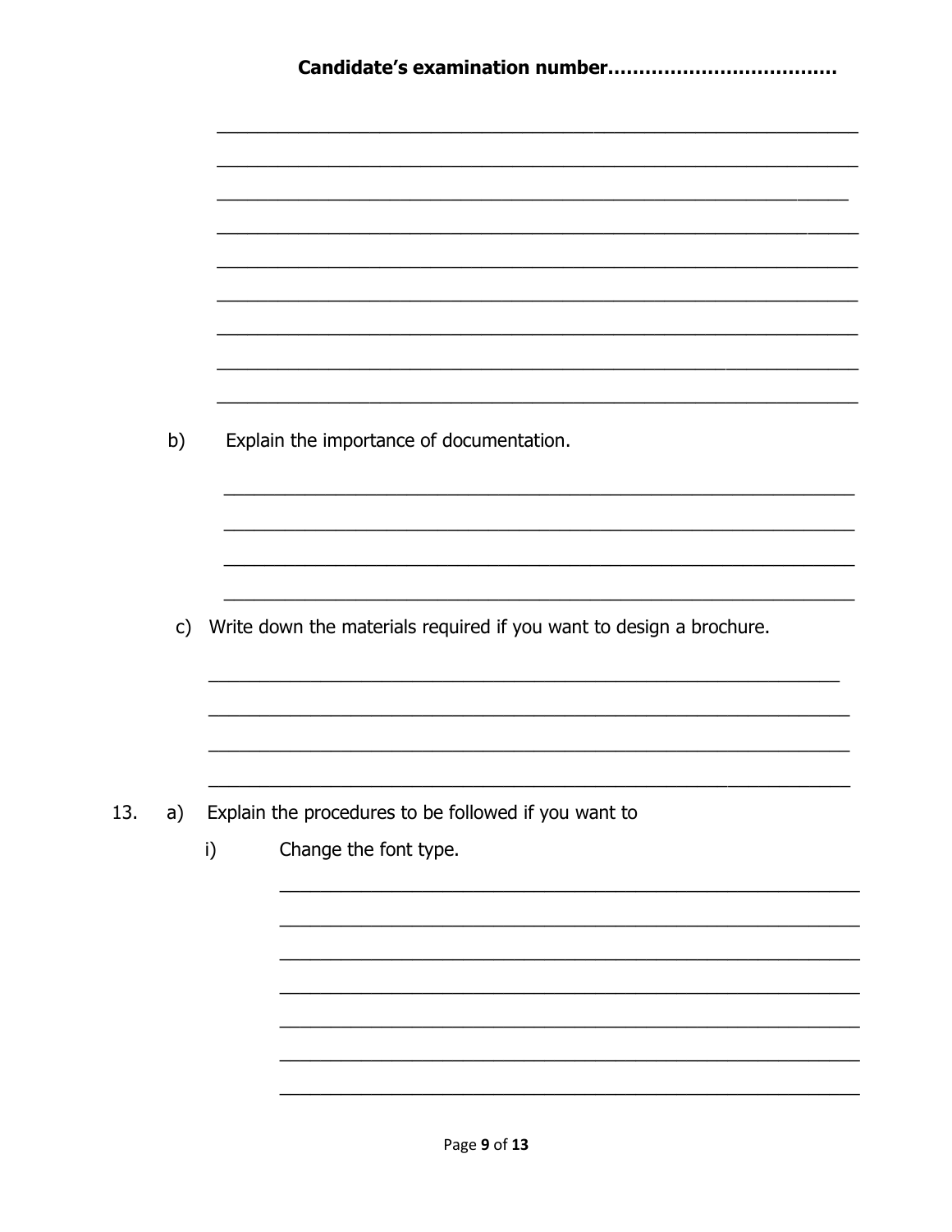**Candidate's examination number.................................**

b) Explain the importance of documentation.

c) Write down the materials required if you want to design a brochure.

13. a) Explain the procedures to be followed if you want to

i) Change the font type.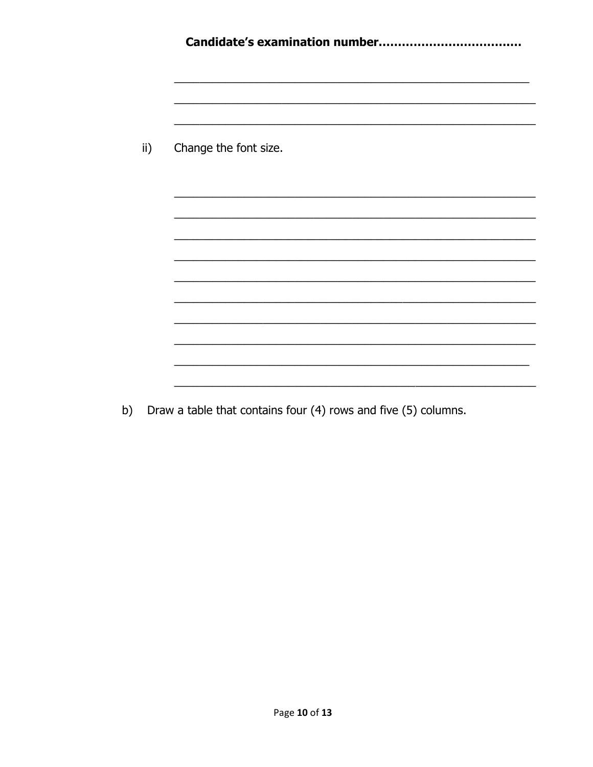**Candidate's examination number.................................**

___________________________________________________________

___________________________________________________________

___________________________________________________________

ii) Change the font size.

___________________________________________________________

___________________________________________________________

___________________________________________________________

___________________________________________________________

___________________________________________________________

___________________________________________________________

___________________________________________________________

___________________________________________________________

___________________________________________________________

___________________________________________________________

b) Draw a table that contains four (4) rows and five (5) columns.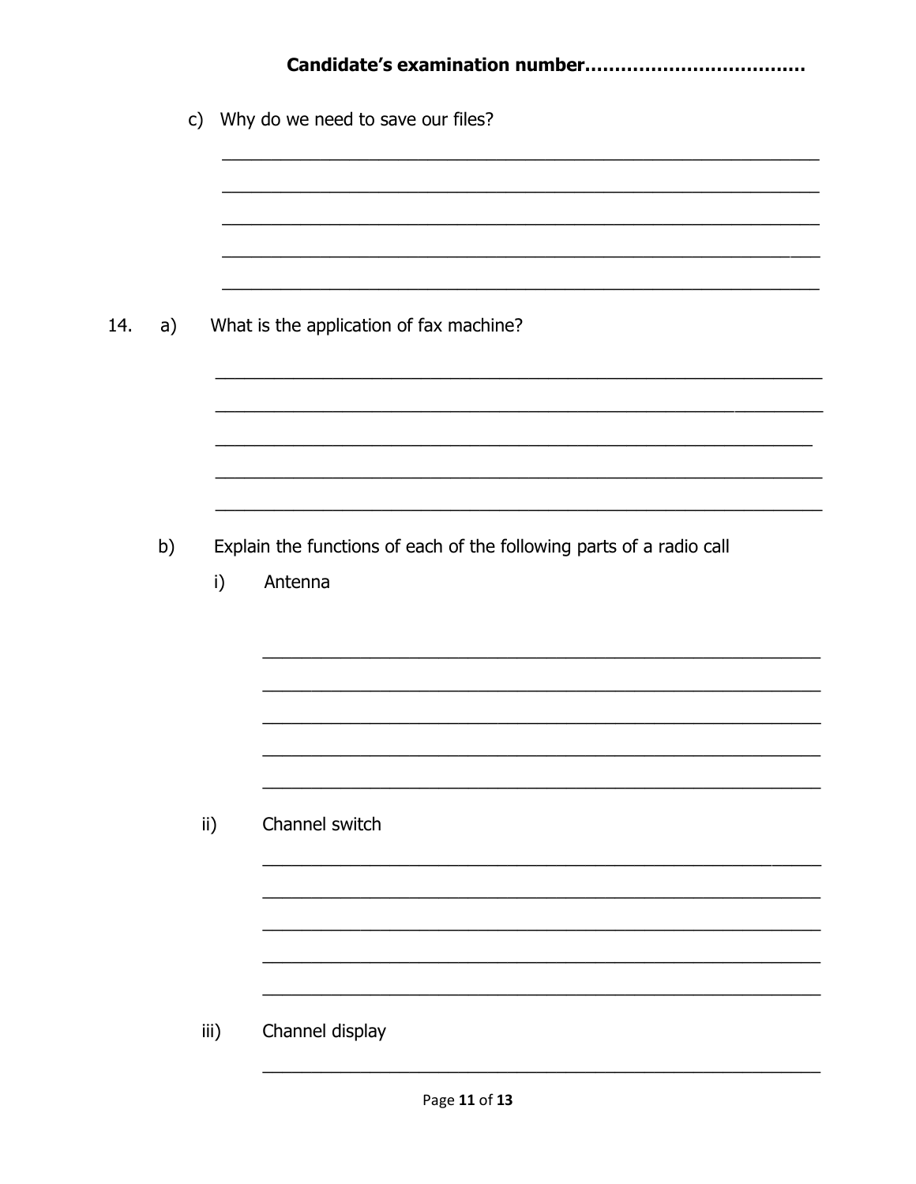Candidate's examination number...................................

c) Why do we need to save our files?

______________________________________________________________

______________________________________________________________

______________________________________________________________

______________________________________________________________

______________________________________________________________

14. a) What is the application of fax machine?

______________________________________________________________

______________________________________________________________

______________________________________________________________

______________________________________________________________

______________________________________________________________

b) Explain the functions of each of the following parts of a radio call

i) Antenna

______________________________________________________________

______________________________________________________________

______________________________________________________________

______________________________________________________________

______________________________________________________________

ii) Channel switch

______________________________________________________________

______________________________________________________________

______________________________________________________________

______________________________________________________________

______________________________________________________________

iii) Channel display

______________________________________________________________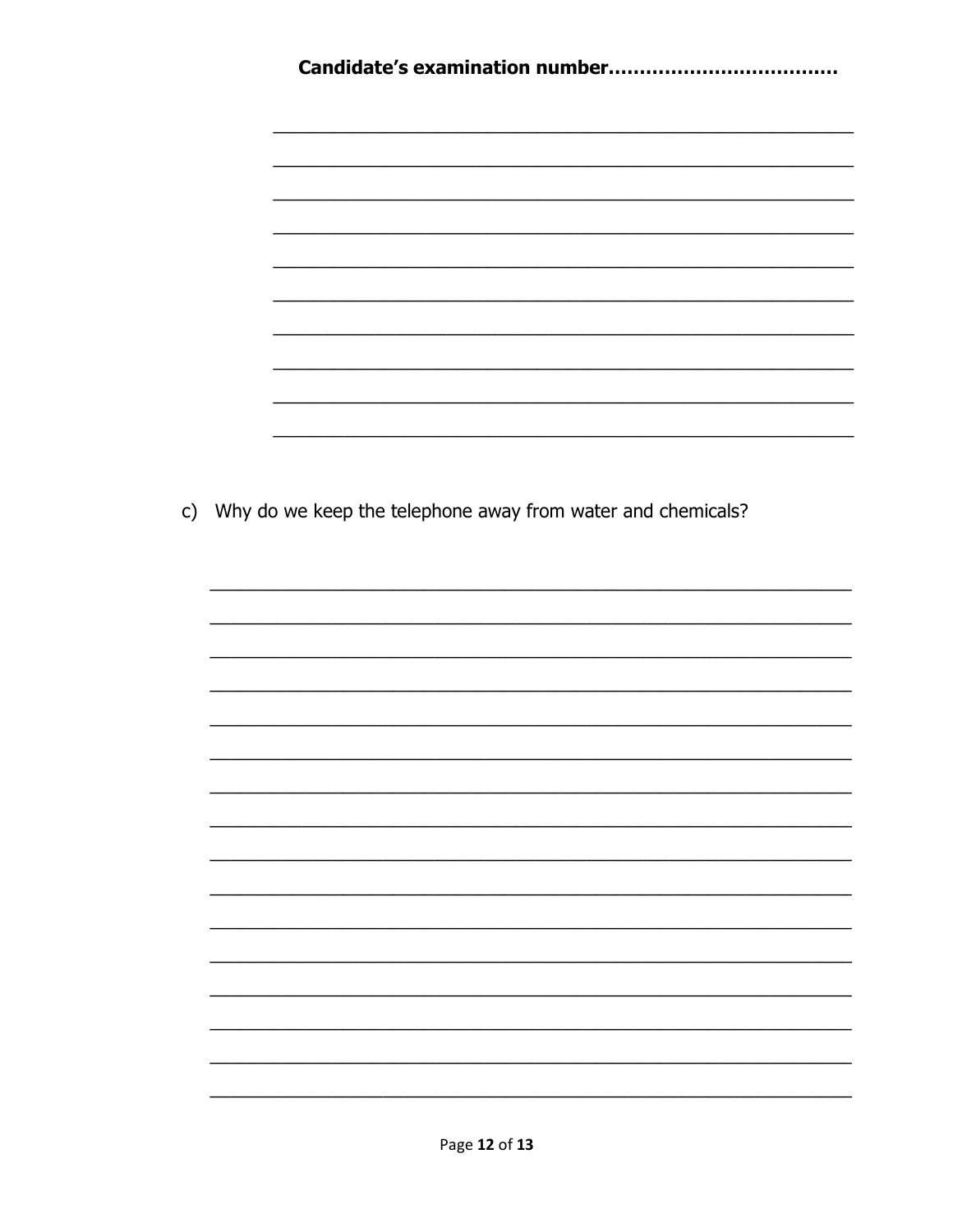**Candidate's examination number……………………………**

c) Why do we keep the telephone away from water and chemicals?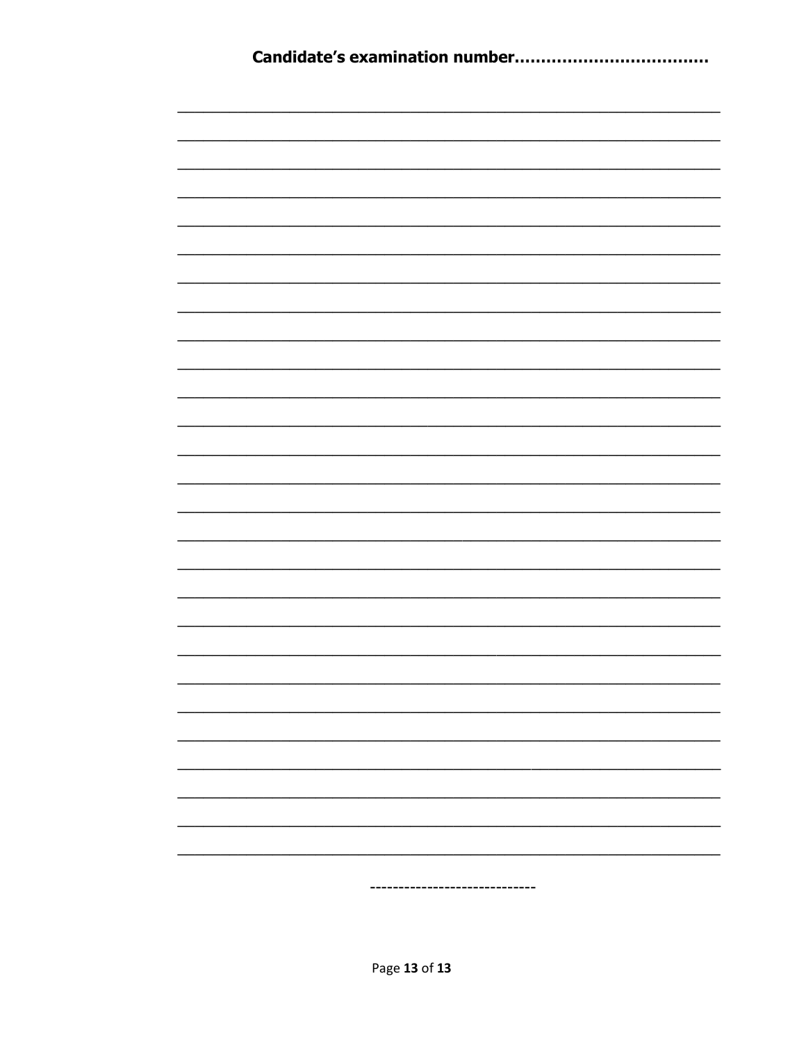**Candidate's examination number....................................**

-----------------------------